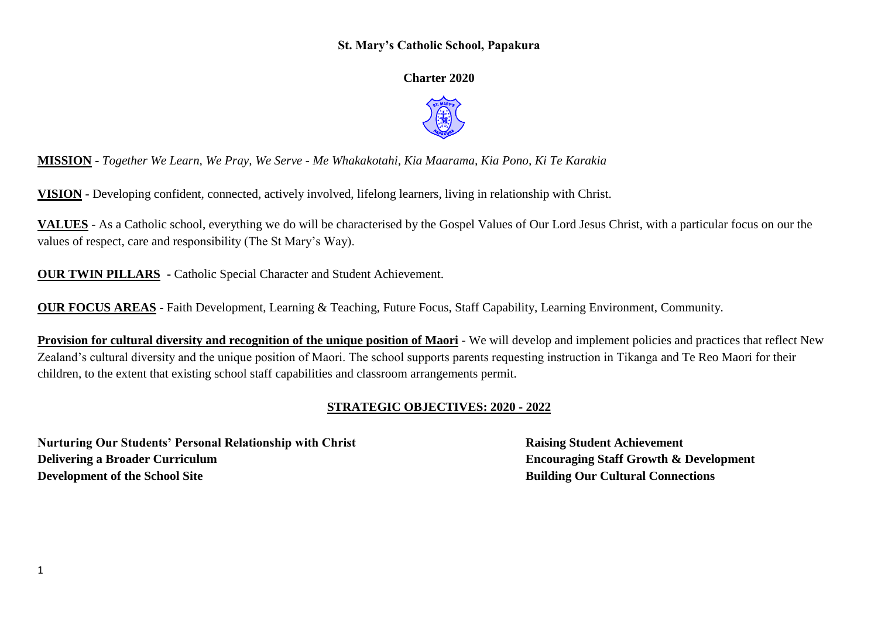# St. Mary's Catholic School, Papakura

## Charter 2020

**MISSION** - *Together We Learn, We Pray, We Serve - Me Whakakotahi, Kia Maarama, Kia Pono, Ki Te Karakia*

**VISION** - Developing confident, connected, actively involved, lifelong learners, living in relationship with Christ.

**VALUES** - As a Catholic school, everything we do will be characterised by the Gospel Values of Our Lord Jesus Christ, with a particular focus on our the values of respect, care and responsibility (The St Mary's Way).

**OUR TWIN PILLARS** - Catholic Special Character and Student Achievement.

**OUR FOCUS AREAS** - Faith Development, Learning & Teaching, Future Focus, Staff Capability, Learning Environment, Community.

**Provision for cultural diversity and recognition of the unique position of Maori** - We will develop and implement policies and practices that reflect New Zealand's cultural diversity and the unique position of Maori. The school supports parents requesting instruction in Tikanga and Te Reo Maori for their children, to the extent that existing school staff capabilities and classroom arrangements permit.

## STRATEGIC OBJECTIVES: 2020 - 2022

**Nurturing Our Students' Personal Relationship with Christ**
**Delivering a Broader Curriculum**
**Development of the School Site**
**Raising Student Achievement**
**Encouraging Staff Growth & Development**
**Building Our Cultural Connections**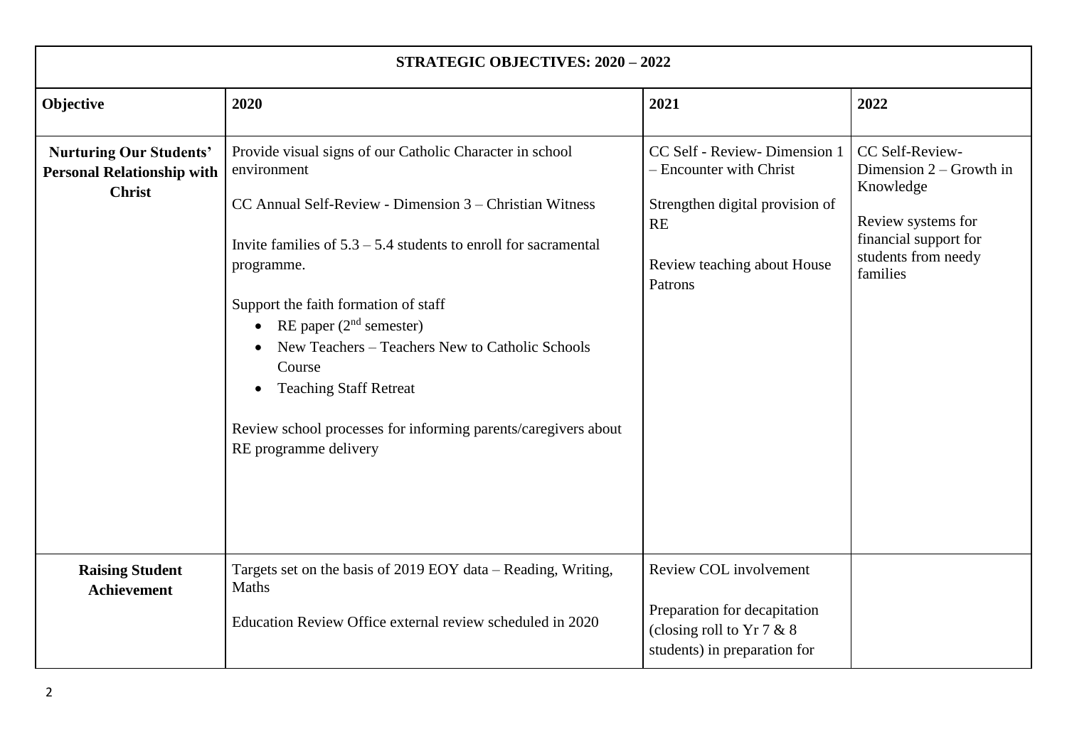| STRATEGIC OBJECTIVES: 2020 – 2022 | | | |
|---|---|---|---|
| **Objective** | **2020** | **2021** | **2022** |
| **Nurturing Our Students' Personal Relationship with Christ** | Provide visual signs of our Catholic Character in school environment<br><br>CC Annual Self-Review - Dimension 3 – Christian Witness<br><br>Invite families of 5.3 – 5.4 students to enroll for sacramental programme.<br><br>Support the faith formation of staff<br>• RE paper ($2^{nd}$ semester)<br>• New Teachers – Teachers New to Catholic Schools Course<br>• Teaching Staff Retreat<br><br>Review school processes for informing parents/caregivers about RE programme delivery | CC Self - Review- Dimension 1 – Encounter with Christ<br><br>Strengthen digital provision of RE<br><br>Review teaching about House Patrons | CC Self-Review- Dimension 2 – Growth in Knowledge<br><br>Review systems for financial support for students from needy families |
| **Raising Student Achievement** | Targets set on the basis of 2019 EOY data – Reading, Writing, Maths<br><br>Education Review Office external review scheduled in 2020 | Review COL involvement<br><br>Preparation for decapitation (closing roll to Yr 7 & 8 students) in preparation for | |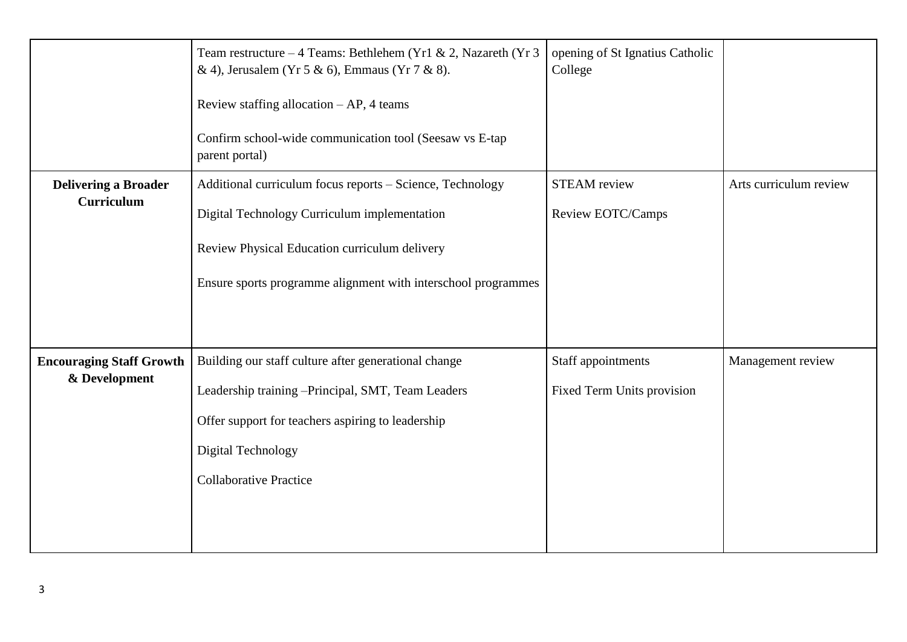| | | | |
|---|---|---|---|
| | Team restructure – 4 Teams: Bethlehem (Yr1 & 2, Nazareth (Yr 3 & 4), Jerusalem (Yr 5 & 6), Emmaus (Yr 7 & 8).<br><br>Review staffing allocation – AP, 4 teams<br><br>Confirm school-wide communication tool (Seesaw vs E-tap parent portal) | opening of St Ignatius Catholic College | |
| **Delivering a Broader Curriculum** | Additional curriculum focus reports – Science, Technology<br><br>Digital Technology Curriculum implementation<br><br>Review Physical Education curriculum delivery<br><br>Ensure sports programme alignment with interschool programmes | STEAM review<br><br>Review EOTC/Camps | Arts curriculum review |
| **Encouraging Staff Growth & Development** | Building our staff culture after generational change<br><br>Leadership training –Principal, SMT, Team Leaders<br><br>Offer support for teachers aspiring to leadership<br><br>Digital Technology<br><br>Collaborative Practice | Staff appointments<br><br>Fixed Term Units provision | Management review |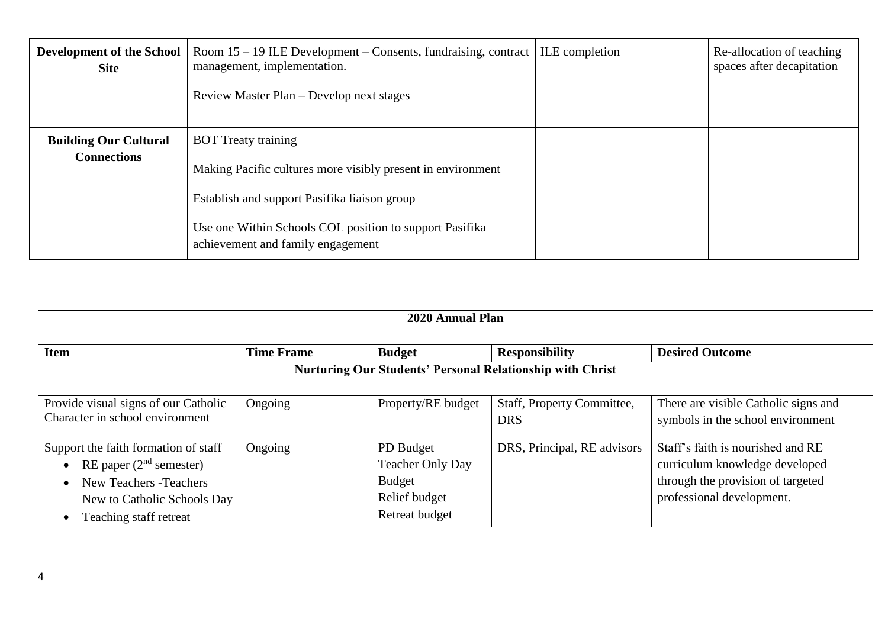| | | | |
|---|---|---|---|
| **Development of the School Site** | Room 15 – 19 ILE Development – Consents, fundraising, contract management, implementation.<br><br>Review Master Plan – Develop next stages | ILE completion | Re-allocation of teaching spaces after decapitation |
| **Building Our Cultural Connections** | BOT Treaty training<br><br>Making Pacific cultures more visibly present in environment<br><br>Establish and support Pasifika liaison group<br><br>Use one Within Schools COL position to support Pasifika achievement and family engagement | | |

| **2020 Annual Plan** | | | | |
|---|---|---|---|---|
| **Item** | **Time Frame** | **Budget** | **Responsibility** | **Desired Outcome** |
| **Nurturing Our Students' Personal Relationship with Christ** | | | | |
| Provide visual signs of our Catholic Character in school environment | Ongoing | Property/RE budget | Staff, Property Committee, DRS | There are visible Catholic signs and symbols in the school environment |
| Support the faith formation of staff<br>• RE paper (2nd semester)<br>• New Teachers -Teachers New to Catholic Schools Day<br>• Teaching staff retreat | Ongoing | PD Budget<br>Teacher Only Day Budget<br>Relief budget<br>Retreat budget | DRS, Principal, RE advisors | Staff's faith is nourished and RE curriculum knowledge developed through the provision of targeted professional development. |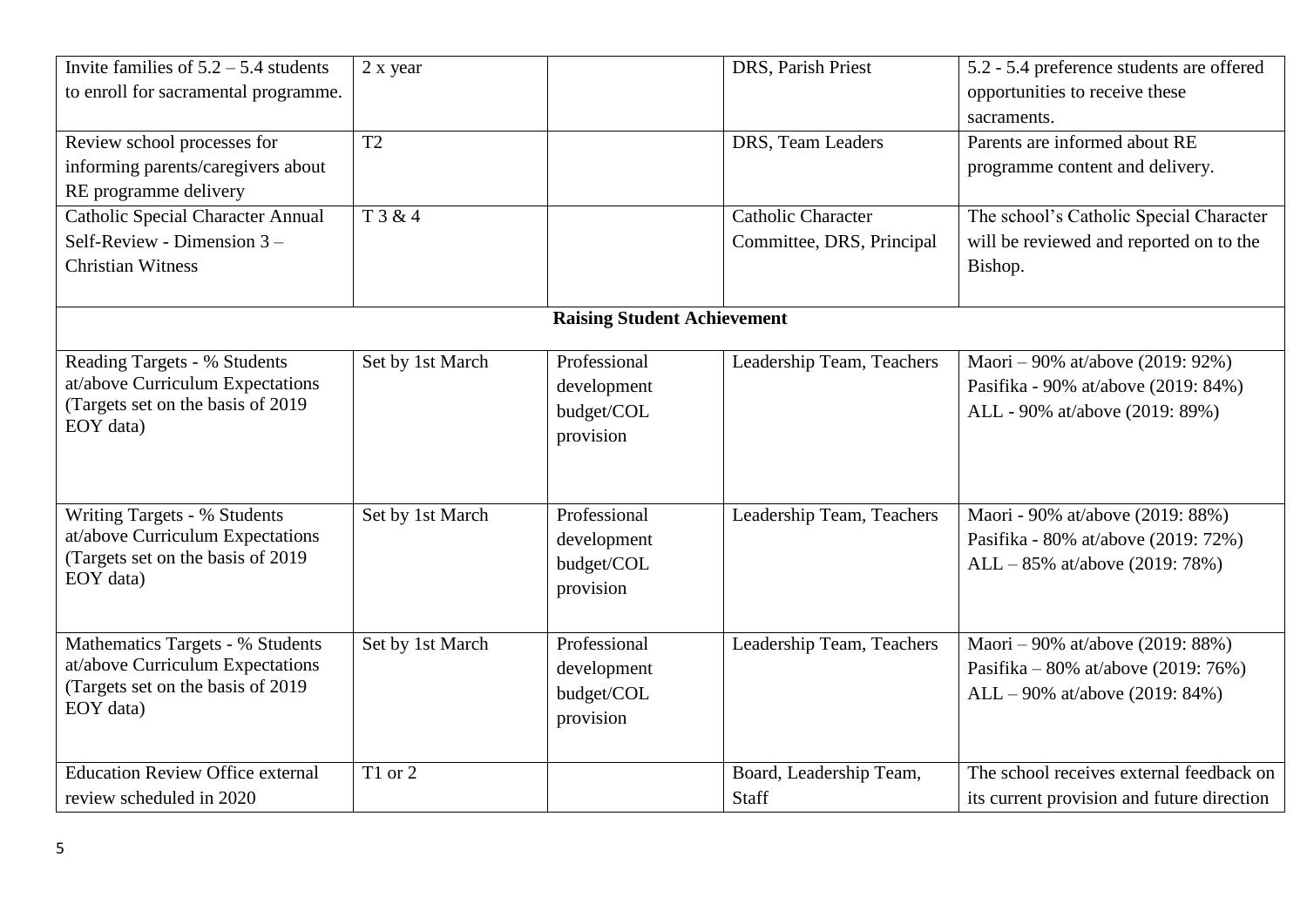| | | | | |
|---|---|---|---|---|
| Invite families of 5.2 – 5.4 students to enroll for sacramental programme. | 2 x year | | DRS, Parish Priest | 5.2 - 5.4 preference students are offered opportunities to receive these sacraments. |
| Review school processes for informing parents/caregivers about RE programme delivery | T2 | | DRS, Team Leaders | Parents are informed about RE programme content and delivery. |
| Catholic Special Character Annual Self-Review - Dimension 3 – Christian Witness | T 3 & 4 | | Catholic Character Committee, DRS, Principal | The school's Catholic Special Character will be reviewed and reported on to the Bishop. |
| **Raising Student Achievement** | | | | |
| Reading Targets - % Students at/above Curriculum Expectations (Targets set on the basis of 2019 EOY data) | Set by 1st March | Professional development budget/COL provision | Leadership Team, Teachers | Maori – 90% at/above (2019: 92%)<br>Pasifika - 90% at/above (2019: 84%)<br>ALL - 90% at/above (2019: 89%) |
| Writing Targets - % Students at/above Curriculum Expectations (Targets set on the basis of 2019 EOY data) | Set by 1st March | Professional development budget/COL provision | Leadership Team, Teachers | Maori - 90% at/above (2019: 88%)<br>Pasifika - 80% at/above (2019: 72%)<br>ALL – 85% at/above (2019: 78%) |
| Mathematics Targets - % Students at/above Curriculum Expectations (Targets set on the basis of 2019 EOY data) | Set by 1st March | Professional development budget/COL provision | Leadership Team, Teachers | Maori – 90% at/above (2019: 88%)<br>Pasifika – 80% at/above (2019: 76%)<br>ALL – 90% at/above (2019: 84%) |
| Education Review Office external review scheduled in 2020 | T1 or 2 | | Board, Leadership Team, Staff | The school receives external feedback on its current provision and future direction |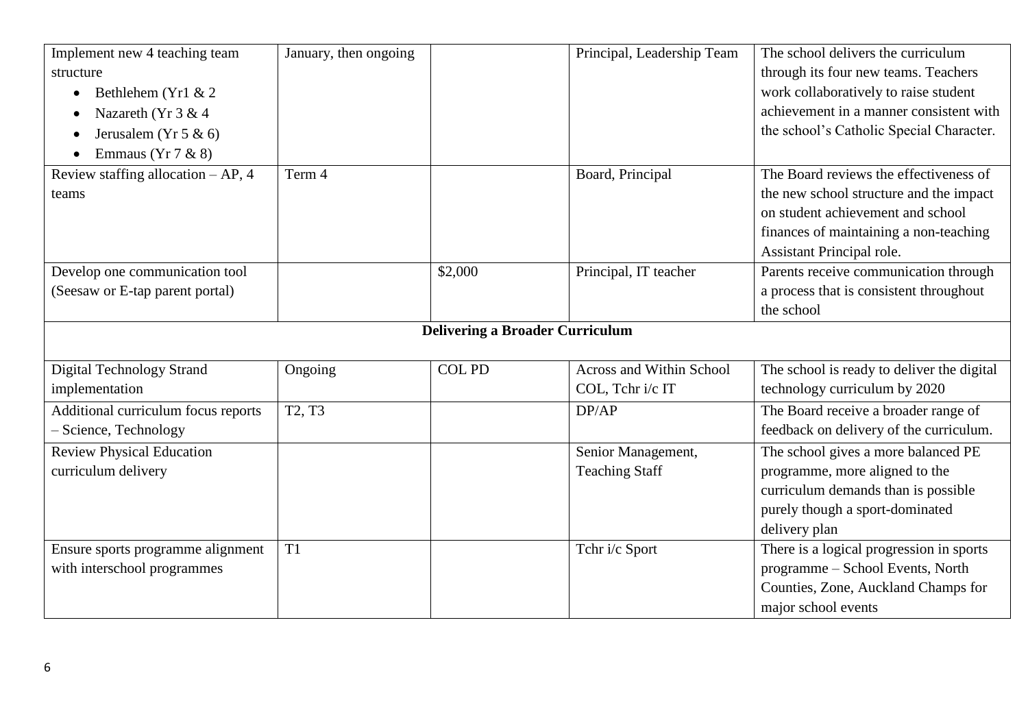| | | | | |
|---|---|---|---|---|
| Implement new 4 teaching team structure<br>• Bethlehem (Yr1 & 2<br>• Nazareth (Yr 3 & 4<br>• Jerusalem (Yr 5 & 6)<br>• Emmaus (Yr 7 & 8) | January, then ongoing | | Principal, Leadership Team | The school delivers the curriculum through its four new teams. Teachers work collaboratively to raise student achievement in a manner consistent with the school's Catholic Special Character. |
| Review staffing allocation – AP, 4 teams | Term 4 | | Board, Principal | The Board reviews the effectiveness of the new school structure and the impact on student achievement and school finances of maintaining a non-teaching Assistant Principal role. |
| Develop one communication tool (Seesaw or E-tap parent portal) | | $2,000 | Principal, IT teacher | Parents receive communication through a process that is consistent throughout the school |
| **Delivering a Broader Curriculum** | | | | |
| Digital Technology Strand implementation | Ongoing | COL PD | Across and Within School COL, Tchr i/c IT | The school is ready to deliver the digital technology curriculum by 2020 |
| Additional curriculum focus reports – Science, Technology | T2, T3 | | DP/AP | The Board receive a broader range of feedback on delivery of the curriculum. |
| Review Physical Education curriculum delivery | | | Senior Management, Teaching Staff | The school gives a more balanced PE programme, more aligned to the curriculum demands than is possible purely though a sport-dominated delivery plan |
| Ensure sports programme alignment with interschool programmes | T1 | | Tchr i/c Sport | There is a logical progression in sports programme – School Events, North Counties, Zone, Auckland Champs for major school events |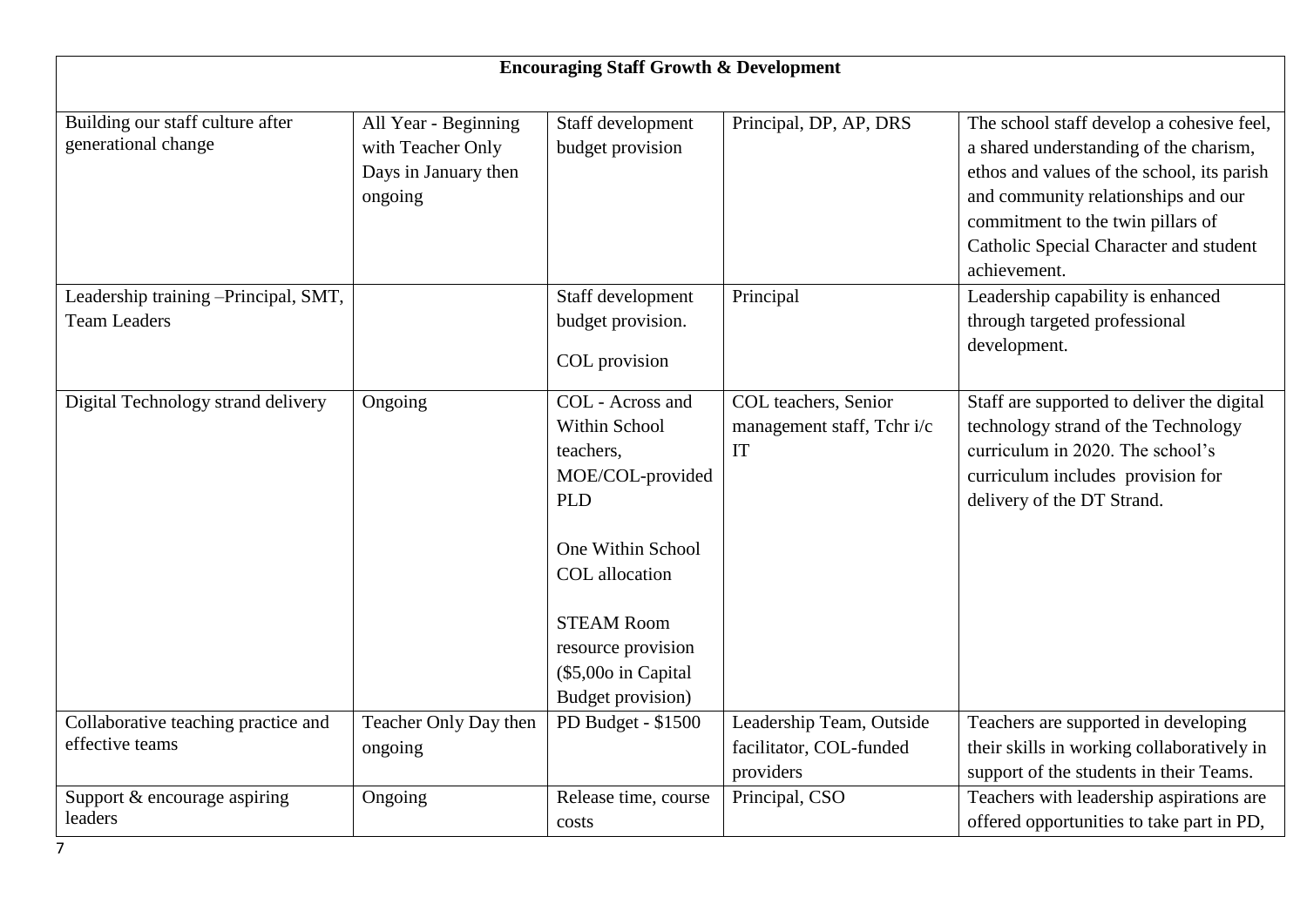| **Encouraging Staff Growth & Development** | | | | |
|---|---|---|---|---|
| Building our staff culture after generational change | All Year - Beginning with Teacher Only Days in January then ongoing | Staff development budget provision | Principal, DP, AP, DRS | The school staff develop a cohesive feel, a shared understanding of the charism, ethos and values of the school, its parish and community relationships and our commitment to the twin pillars of Catholic Special Character and student achievement. |
| Leadership training –Principal, SMT, Team Leaders | | Staff development budget provision.<br><br>COL provision | Principal | Leadership capability is enhanced through targeted professional development. |
| Digital Technology strand delivery | Ongoing | COL - Across and Within School teachers, MOE/COL-provided PLD<br><br>One Within School COL allocation<br><br>STEAM Room resource provision ($5,00o in Capital Budget provision) | COL teachers, Senior management staff, Tchr i/c IT | Staff are supported to deliver the digital technology strand of the Technology curriculum in 2020. The school's curriculum includes provision for delivery of the DT Strand. |
| Collaborative teaching practice and effective teams | Teacher Only Day then ongoing | PD Budget - $1500 | Leadership Team, Outside facilitator, COL-funded providers | Teachers are supported in developing their skills in working collaboratively in support of the students in their Teams. |
| Support & encourage aspiring leaders | Ongoing | Release time, course costs | Principal, CSO | Teachers with leadership aspirations are offered opportunities to take part in PD, |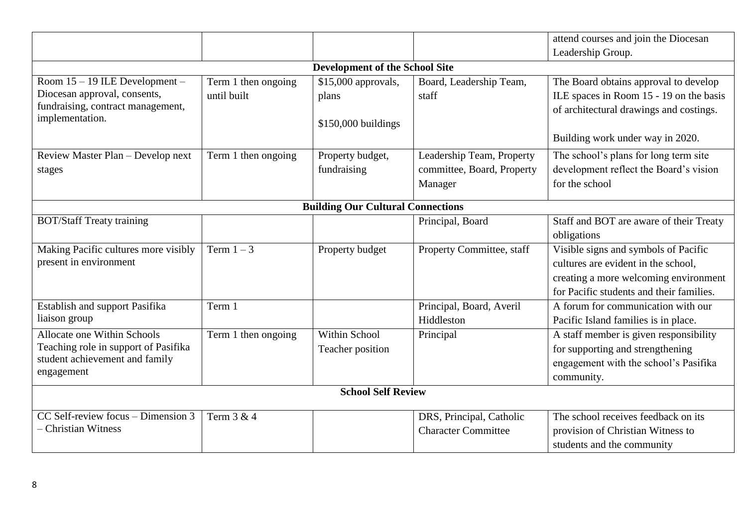| | | | | |
|---|---|---|---|---|
| | | | | attend courses and join the Diocesan Leadership Group. |
| **Development of the School Site** | | | | |
| Room 15 – 19 ILE Development – Diocesan approval, consents, fundraising, contract management, implementation. | Term 1 then ongoing until built | $15,000 approvals, plans<br><br>$150,000 buildings | Board, Leadership Team, staff | The Board obtains approval to develop ILE spaces in Room 15 - 19 on the basis of architectural drawings and costings.<br><br>Building work under way in 2020. |
| Review Master Plan – Develop next stages | Term 1 then ongoing | Property budget, fundraising | Leadership Team, Property committee, Board, Property Manager | The school's plans for long term site development reflect the Board's vision for the school |
| **Building Our Cultural Connections** | | | | |
| BOT/Staff Treaty training | | | Principal, Board | Staff and BOT are aware of their Treaty obligations |
| Making Pacific cultures more visibly present in environment | Term 1 – 3 | Property budget | Property Committee, staff | Visible signs and symbols of Pacific cultures are evident in the school, creating a more welcoming environment for Pacific students and their families. |
| Establish and support Pasifika liaison group | Term 1 | | Principal, Board, Averil Hiddleston | A forum for communication with our Pacific Island families is in place. |
| Allocate one Within Schools Teaching role in support of Pasifika student achievement and family engagement | Term 1 then ongoing | Within School Teacher position | Principal | A staff member is given responsibility for supporting and strengthening engagement with the school's Pasifika community. |
| **School Self Review** | | | | |
| CC Self-review focus – Dimension 3 – Christian Witness | Term 3 & 4 | | DRS, Principal, Catholic Character Committee | The school receives feedback on its provision of Christian Witness to students and the community |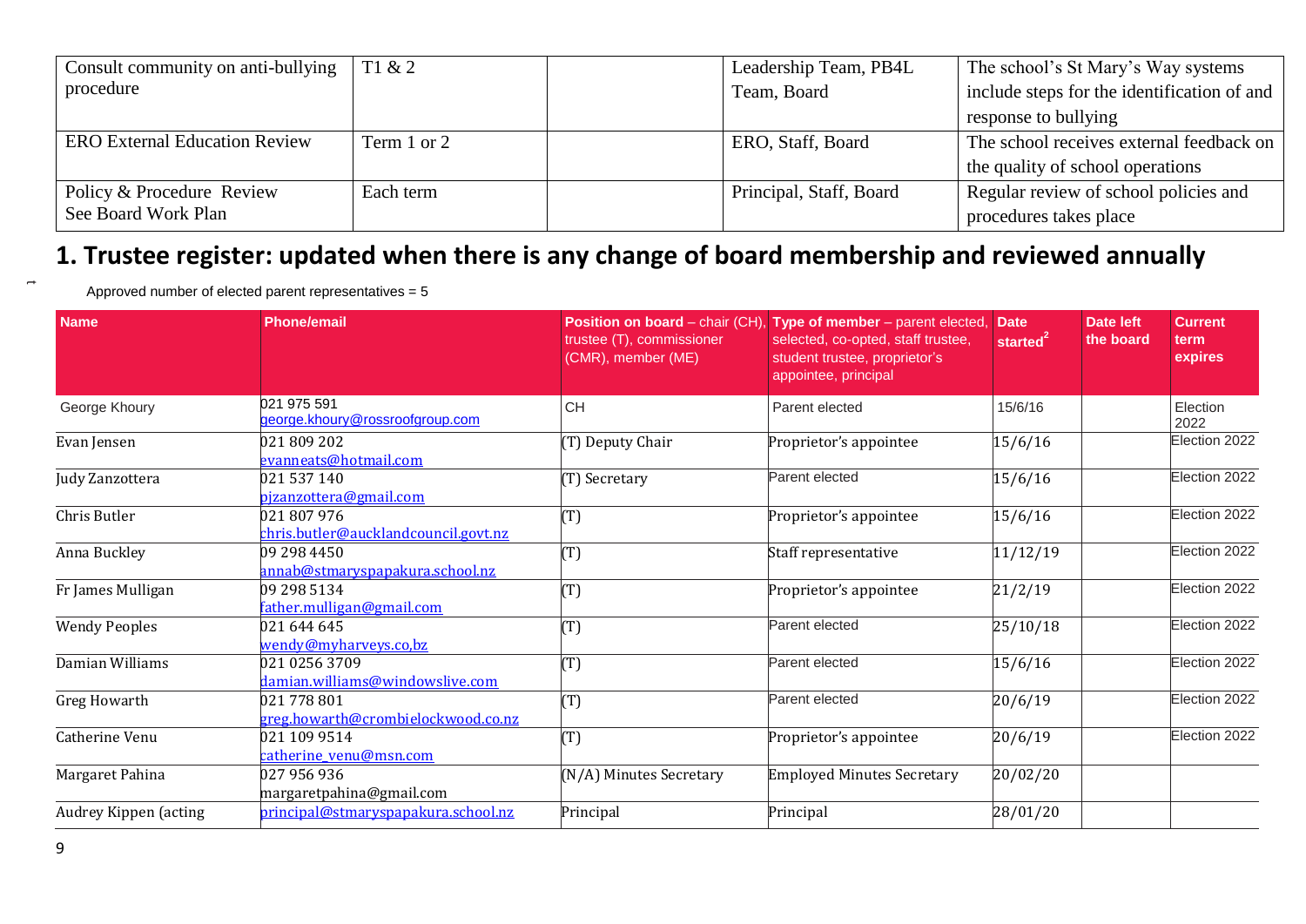| Consult community on anti-bullying procedure | T1 & 2 | | Leadership Team, PB4L Team, Board | The school's St Mary's Way systems include steps for the identification of and response to bullying |
|---|---|---|---|---|
| ERO External Education Review | Term 1 or 2 | | ERO, Staff, Board | The school receives external feedback on the quality of school operations |
| Policy & Procedure Review See Board Work Plan | Each term | | Principal, Staff, Board | Regular review of school policies and procedures takes place |

# 1. Trustee register: updated when there is any change of board membership and reviewed annually

Approved number of elected parent representatives = 5

| Name | Phone/email | Position on board – chair (CH), trustee (T), commissioner (CMR), member (ME) | Type of member – parent elected, selected, co-opted, staff trustee, student trustee, proprietor's appointee, principal | Date started[2] | Date left the board | Current term expires |
|---|---|---|---|---|---|---|
| George Khoury | 021 975 591 george.khoury@rossroofgroup.com | CH | Parent elected | 15/6/16 | | Election 2022 |
| Evan Jensen | 021 809 202 evanneats@hotmail.com | (T) Deputy Chair | Proprietor's appointee | 15/6/16 | | Election 2022 |
| Judy Zanzottera | 021 537 140 pjzanzottera@gmail.com | (T) Secretary | Parent elected | 15/6/16 | | Election 2022 |
| Chris Butler | 021 807 976 chris.butler@aucklandcouncil.govt.nz | (T) | Proprietor's appointee | 15/6/16 | | Election 2022 |
| Anna Buckley | 09 298 4450 annab@stmaryspapakura.school.nz | (T) | Staff representative | 11/12/19 | | Election 2022 |
| Fr James Mulligan | 09 298 5134 father.mulligan@gmail.com | (T) | Proprietor's appointee | 21/2/19 | | Election 2022 |
| Wendy Peoples | 021 644 645 wendy@myharveys.co,bz | (T) | Parent elected | 25/10/18 | | Election 2022 |
| Damian Williams | 021 0256 3709 damian.williams@windowslive.com | (T) | Parent elected | 15/6/16 | | Election 2022 |
| Greg Howarth | 021 778 801 greg.howarth@crombielockwood.co.nz | (T) | Parent elected | 20/6/19 | | Election 2022 |
| Catherine Venu | 021 109 9514 catherine_venu@msn.com | (T) | Proprietor's appointee | 20/6/19 | | Election 2022 |
| Margaret Pahina | 027 956 936 margaretpahina@gmail.com | (N/A) Minutes Secretary | Employed Minutes Secretary | 20/02/20 | | |
| Audrey Kippen (acting | principal@stmaryspapakura.school.nz | Principal | Principal | 28/01/20 | | |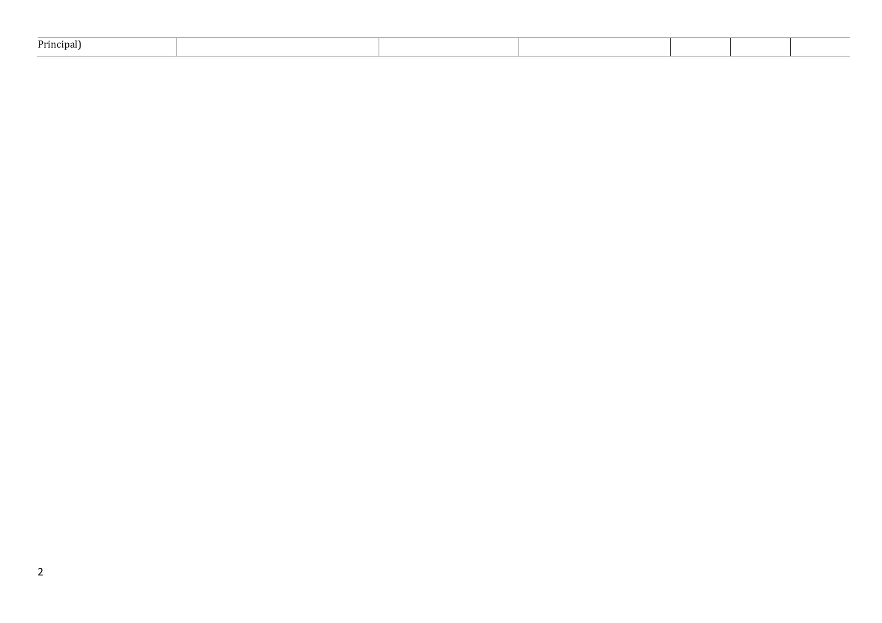| | | | | | | |
|---|---|---|---|---|---|---|
| Principal) | | | | | | |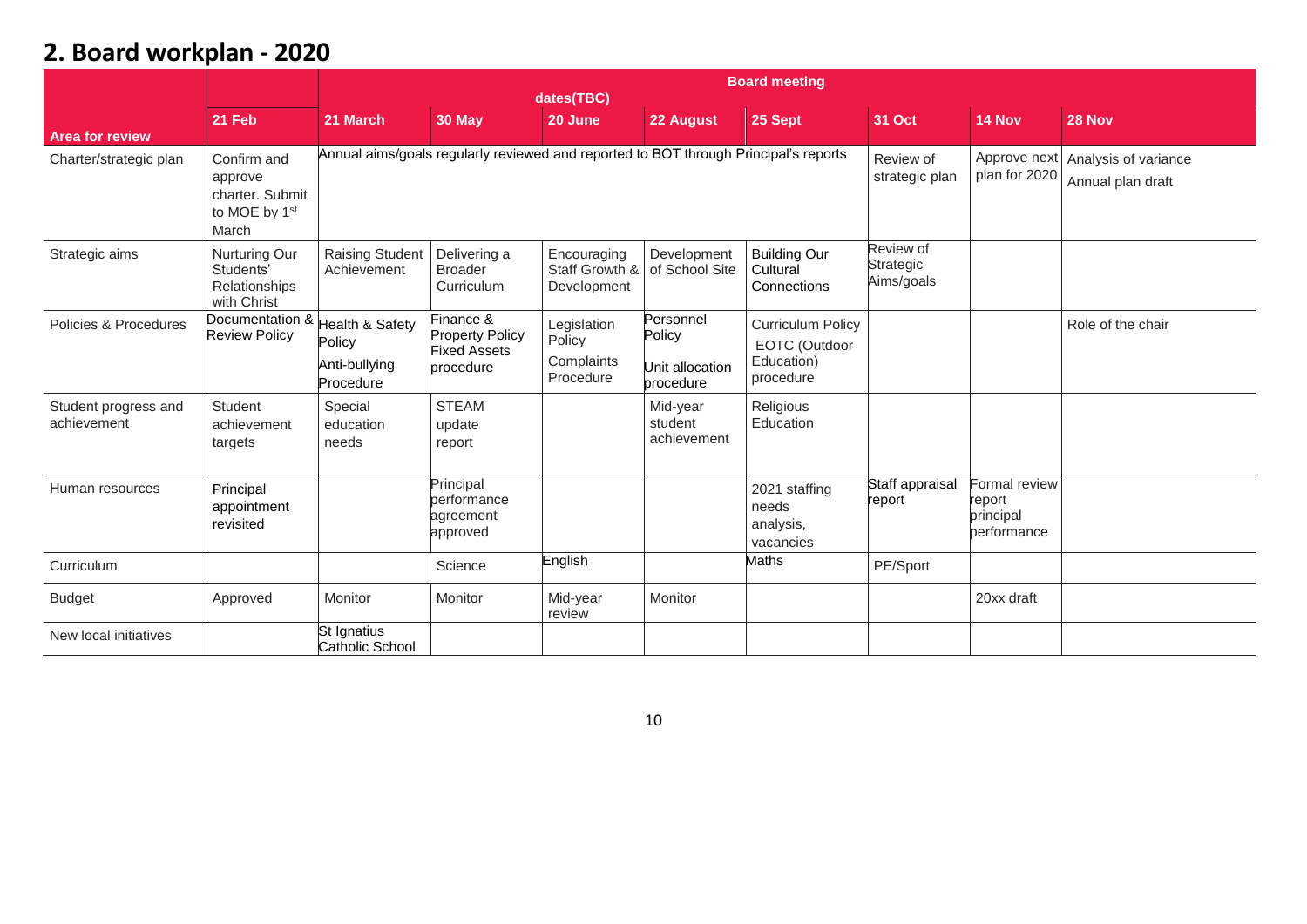## 2. Board workplan - 2020

| Area for review | | Board meeting dates(TBC) | | | | | | | |
|---|---|---|---|---|---|---|---|---|---|
| | 21 Feb | 21 March | 30 May | 20 June | 22 August | 25 Sept | 31 Oct | 14 Nov | 28 Nov |
| Charter/strategic plan | Confirm and approve charter. Submit to MOE by 1st March | Annual aims/goals regularly reviewed and reported to BOT through Principal's reports | | | | | Review of strategic plan | Approve next plan for 2020 | Analysis of variance<br>Annual plan draft |
| Strategic aims | Nurturing Our Students' Relationships with Christ | Raising Student Achievement | Delivering a Broader Curriculum | Encouraging Staff Growth & Development | Development of School Site | Building Our Cultural Connections | Review of Strategic Aims/goals | | |
| Policies & Procedures | Documentation & Review Policy | Health & Safety Policy<br>Anti-bullying Procedure | Finance & Property Policy Fixed Assets procedure | Legislation Policy<br>Complaints Procedure | Personnel Policy<br>Unit allocation procedure | Curriculum Policy<br>EOTC (Outdoor Education) procedure | | | Role of the chair |
| Student progress and achievement | Student achievement targets | Special education needs | STEAM update report | | Mid-year student achievement | Religious Education | | | |
| Human resources | Principal appointment revisited | | Principal performance agreement approved | | | 2021 staffing needs analysis, vacancies | Staff appraisal report | Formal review report principal performance | |
| Curriculum | | | Science | English | | Maths | PE/Sport | | |
| Budget | Approved | Monitor | Monitor | Mid-year review | Monitor | | | 20xx draft | |
| New local initiatives | | St Ignatius Catholic School | | | | | | | |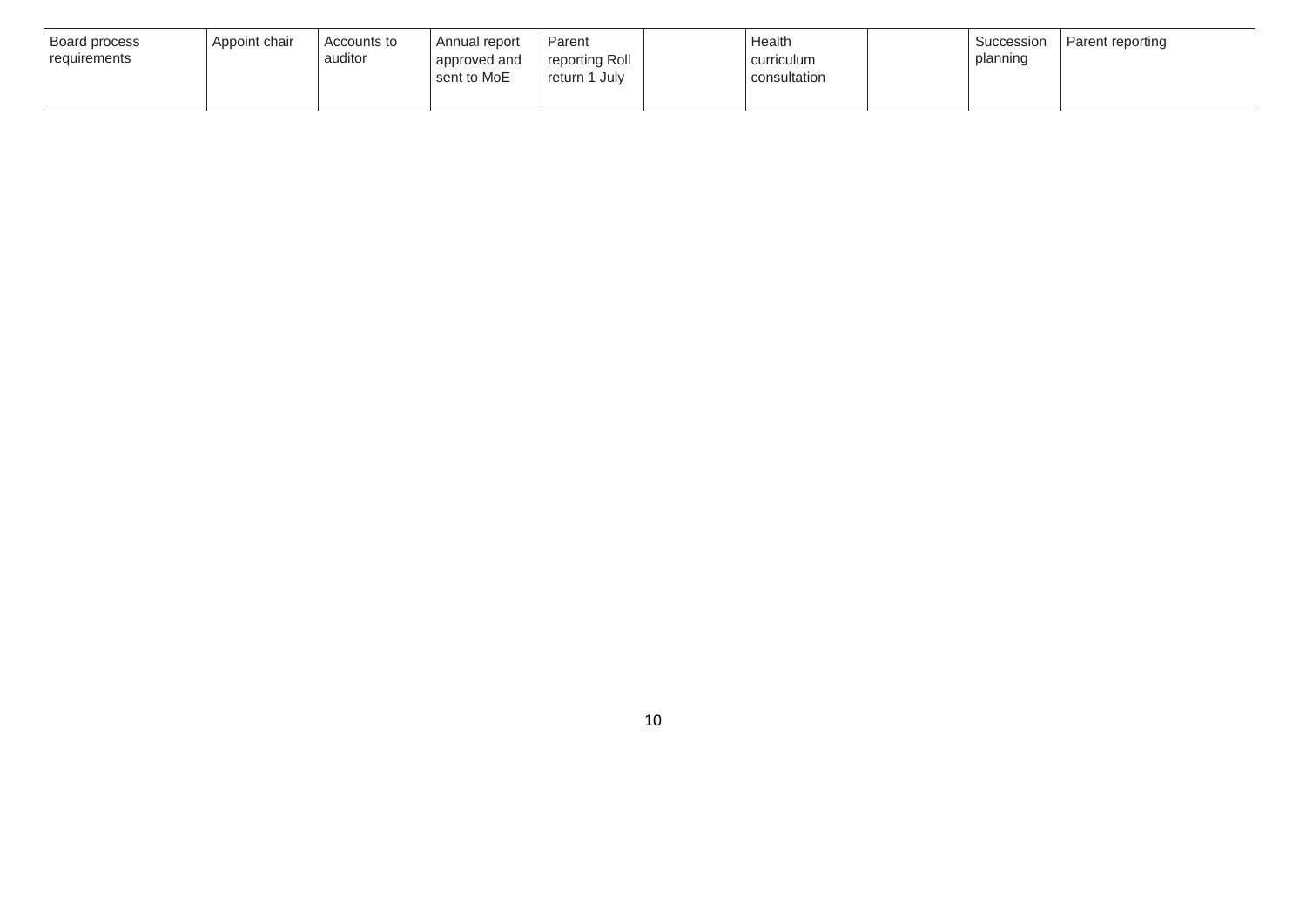| | | | | | | | | | |
|---|---|---|---|---|---|---|---|---|---|
| Board process requirements | Appoint chair | Accounts to auditor | Annual report approved and sent to MoE | Parent reporting Roll return 1 July | | Health curriculum consultation | | Succession planning | Parent reporting |